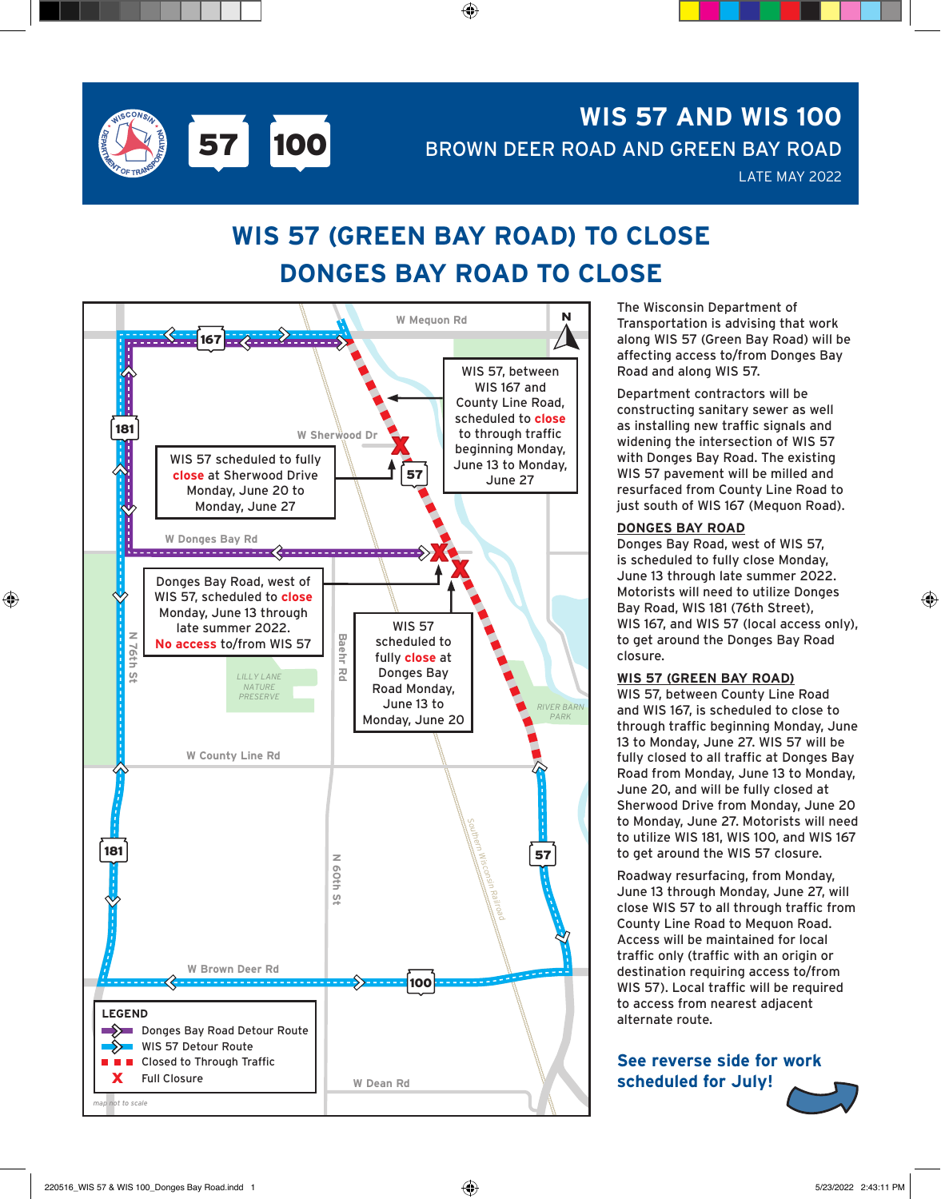# WIS 57 AND WIS 100

## BROWN DEER ROAD AND GREEN BAY ROAD

LATE MAY 2022

# WIS 57 (GREEN BAY ROAD) TO CLOSE
# DONGES BAY ROAD TO CLOSE

WIS 57, between WIS 167 and County Line Road, scheduled to **close** to through traffic beginning Monday, June 13 to Monday, June 27

WIS 57 scheduled to fully **close** at Sherwood Drive Monday, June 20 to Monday, June 27

Donges Bay Road, west of WIS 57, scheduled to **close** Monday, June 13 through late summer 2022. **No access** to/from WIS 57

WIS 57 scheduled to fully **close** at Donges Bay Road Monday, June 13 to Monday, June 20

**LEGEND**
- Donges Bay Road Detour Route
- WIS 57 Detour Route
- Closed to Through Traffic
- X Full Closure

*map not to scale*

The Wisconsin Department of Transportation is advising that work along WIS 57 (Green Bay Road) will be affecting access to/from Donges Bay Road and along WIS 57.

Department contractors will be constructing sanitary sewer as well as installing new traffic signals and widening the intersection of WIS 57 with Donges Bay Road. The existing WIS 57 pavement will be milled and resurfaced from County Line Road to just south of WIS 167 (Mequon Road).

**DONGES BAY ROAD**

Donges Bay Road, west of WIS 57, is scheduled to fully close Monday, June 13 through late summer 2022. Motorists will need to utilize Donges Bay Road, WIS 181 (76th Street), WIS 167, and WIS 57 (local access only), to get around the Donges Bay Road closure.

**WIS 57 (GREEN BAY ROAD)**

WIS 57, between County Line Road and WIS 167, is scheduled to close to through traffic beginning Monday, June 13 to Monday, June 27. WIS 57 will be fully closed to all traffic at Donges Bay Road from Monday, June 13 to Monday, June 20, and will be fully closed at Sherwood Drive from Monday, June 20 to Monday, June 27. Motorists will need to utilize WIS 181, WIS 100, and WIS 167 to get around the WIS 57 closure.

Roadway resurfacing, from Monday, June 13 through Monday, June 27, will close WIS 57 to all through traffic from County Line Road to Mequon Road. Access will be maintained for local traffic only (traffic with an origin or destination requiring access to/from WIS 57). Local traffic will be required to access from nearest adjacent alternate route.

**See reverse side for work scheduled for July!**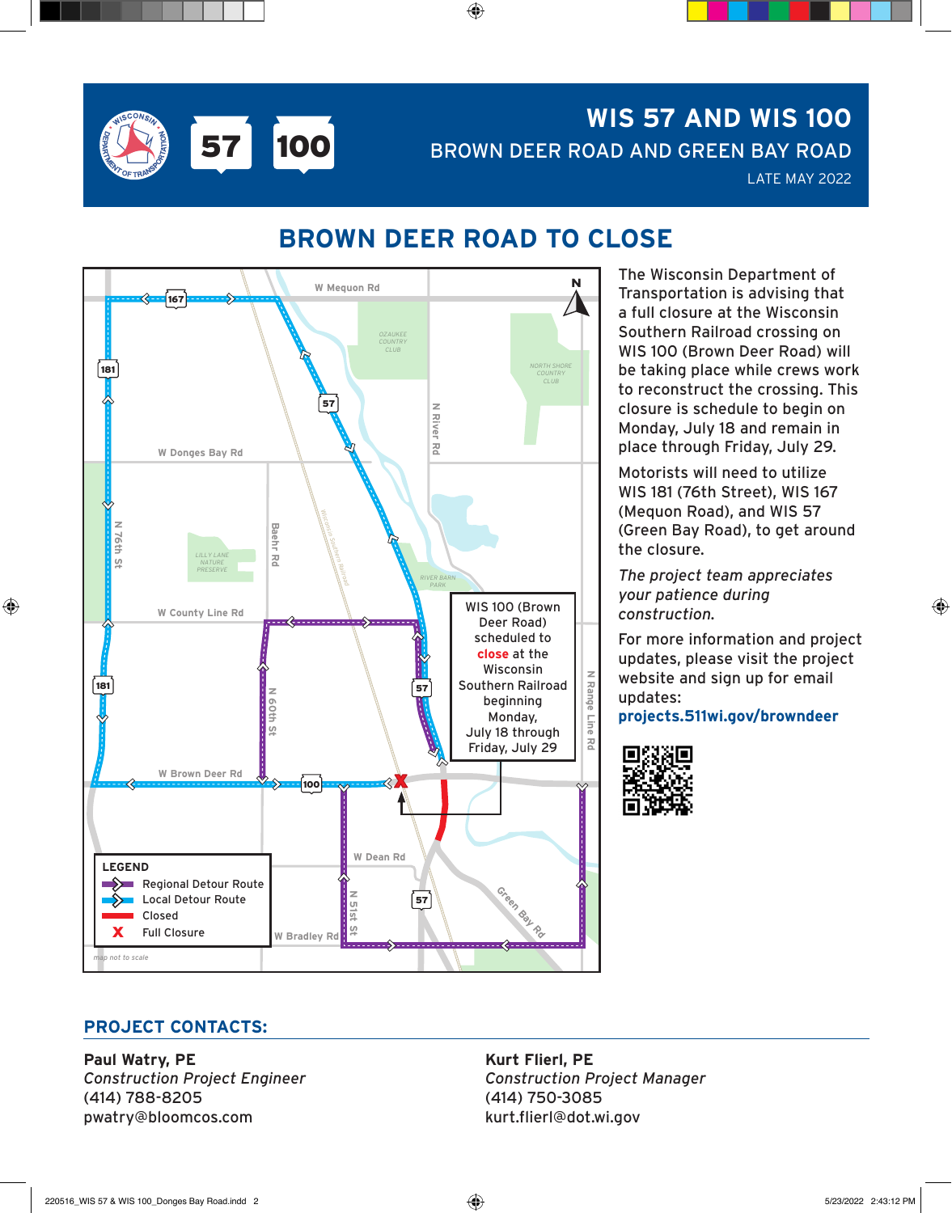# WIS 57 AND WIS 100

## BROWN DEER ROAD AND GREEN BAY ROAD

LATE MAY 2022

## BROWN DEER ROAD TO CLOSE

W Mequon Rd

167

181

57

N River Rd

W Donges Bay Rd

N 76th St

Baehr Rd

LILLY LANE NATURE PRESERVE

OZAUKEE COUNTRY CLUB

NORTH SHORE COUNTRY CLUB

RIVER BARN PARK

Wisconsin Southern Railroad

W County Line Rd

N 60th St

WIS 100 (Brown Deer Road) scheduled to close at the Wisconsin Southern Railroad beginning Monday, July 18 through Friday, July 29

N Range Line Rd

W Brown Deer Rd

100

W Dean Rd

N 51st St

W Bradley Rd

Green Bay Rd

LEGEND

- Regional Detour Route
- Local Detour Route
- Closed
- X Full Closure

map not to scale

The Wisconsin Department of Transportation is advising that a full closure at the Wisconsin Southern Railroad crossing on WIS 100 (Brown Deer Road) will be taking place while crews work to reconstruct the crossing. This closure is schedule to begin on Monday, July 18 and remain in place through Friday, July 29.

Motorists will need to utilize WIS 181 (76th Street), WIS 167 (Mequon Road), and WIS 57 (Green Bay Road), to get around the closure.

*The project team appreciates your patience during construction.*

For more information and project updates, please visit the project website and sign up for email updates:
**projects.511wi.gov/browndeer**

## PROJECT CONTACTS:

**Paul Watry, PE**
*Construction Project Engineer*
(414) 788-8205
pwatry@bloomcos.com

**Kurt Flierl, PE**
*Construction Project Manager*
(414) 750-3085
kurt.flierl@dot.wi.gov